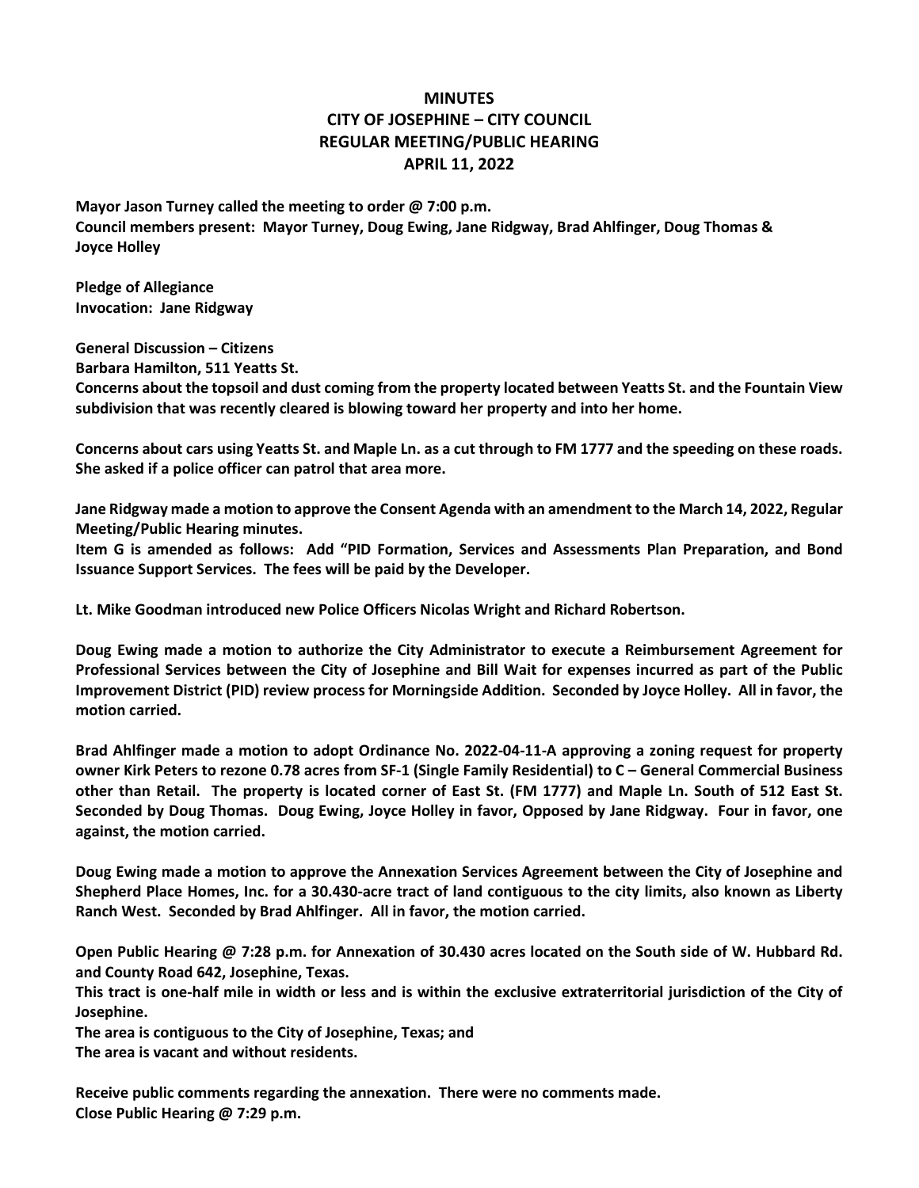# MINUTES
## CITY OF JOSEPHINE – CITY COUNCIL
## REGULAR MEETING/PUBLIC HEARING
## APRIL 11, 2022

**Mayor Jason Turney called the meeting to order @ 7:00 p.m.**
**Council members present: Mayor Turney, Doug Ewing, Jane Ridgway, Brad Ahlfinger, Doug Thomas & Joyce Holley**

**Pledge of Allegiance**
**Invocation: Jane Ridgway**

**General Discussion – Citizens**
**Barbara Hamilton, 511 Yeatts St.**
**Concerns about the topsoil and dust coming from the property located between Yeatts St. and the Fountain View subdivision that was recently cleared is blowing toward her property and into her home.**

**Concerns about cars using Yeatts St. and Maple Ln. as a cut through to FM 1777 and the speeding on these roads. She asked if a police officer can patrol that area more.**

**Jane Ridgway made a motion to approve the Consent Agenda with an amendment to the March 14, 2022, Regular Meeting/Public Hearing minutes.**
**Item G is amended as follows: Add "PID Formation, Services and Assessments Plan Preparation, and Bond Issuance Support Services. The fees will be paid by the Developer.**

**Lt. Mike Goodman introduced new Police Officers Nicolas Wright and Richard Robertson.**

**Doug Ewing made a motion to authorize the City Administrator to execute a Reimbursement Agreement for Professional Services between the City of Josephine and Bill Wait for expenses incurred as part of the Public Improvement District (PID) review process for Morningside Addition. Seconded by Joyce Holley. All in favor, the motion carried.**

**Brad Ahlfinger made a motion to adopt Ordinance No. 2022-04-11-A approving a zoning request for property owner Kirk Peters to rezone 0.78 acres from SF-1 (Single Family Residential) to C – General Commercial Business other than Retail. The property is located corner of East St. (FM 1777) and Maple Ln. South of 512 East St. Seconded by Doug Thomas. Doug Ewing, Joyce Holley in favor, Opposed by Jane Ridgway. Four in favor, one against, the motion carried.**

**Doug Ewing made a motion to approve the Annexation Services Agreement between the City of Josephine and Shepherd Place Homes, Inc. for a 30.430-acre tract of land contiguous to the city limits, also known as Liberty Ranch West. Seconded by Brad Ahlfinger. All in favor, the motion carried.**

**Open Public Hearing @ 7:28 p.m. for Annexation of 30.430 acres located on the South side of W. Hubbard Rd. and County Road 642, Josephine, Texas.**
**This tract is one-half mile in width or less and is within the exclusive extraterritorial jurisdiction of the City of Josephine.**
**The area is contiguous to the City of Josephine, Texas; and**
**The area is vacant and without residents.**

**Receive public comments regarding the annexation. There were no comments made.**
**Close Public Hearing @ 7:29 p.m.**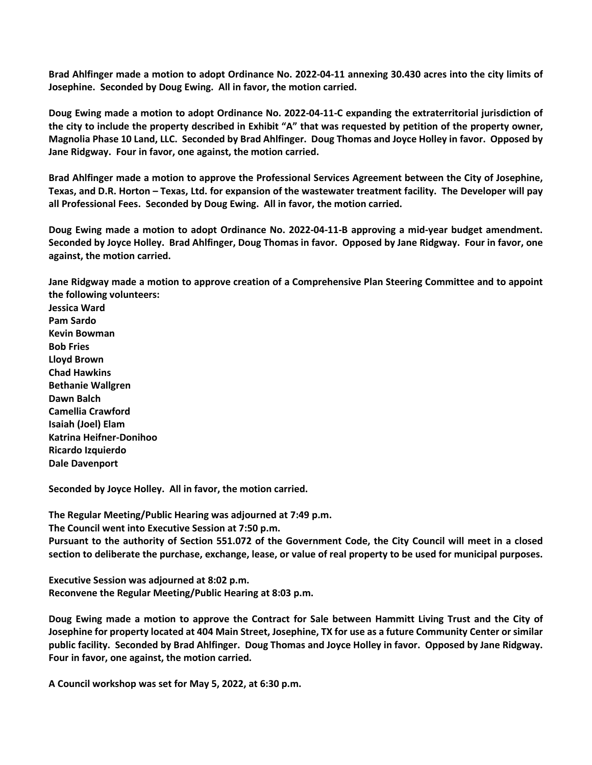**Brad Ahlfinger made a motion to adopt Ordinance No. 2022-04-11 annexing 30.430 acres into the city limits of Josephine. Seconded by Doug Ewing. All in favor, the motion carried.**

**Doug Ewing made a motion to adopt Ordinance No. 2022-04-11-C expanding the extraterritorial jurisdiction of the city to include the property described in Exhibit "A" that was requested by petition of the property owner, Magnolia Phase 10 Land, LLC. Seconded by Brad Ahlfinger. Doug Thomas and Joyce Holley in favor. Opposed by Jane Ridgway. Four in favor, one against, the motion carried.**

**Brad Ahlfinger made a motion to approve the Professional Services Agreement between the City of Josephine, Texas, and D.R. Horton – Texas, Ltd. for expansion of the wastewater treatment facility. The Developer will pay all Professional Fees. Seconded by Doug Ewing. All in favor, the motion carried.**

**Doug Ewing made a motion to adopt Ordinance No. 2022-04-11-B approving a mid-year budget amendment. Seconded by Joyce Holley. Brad Ahlfinger, Doug Thomas in favor. Opposed by Jane Ridgway. Four in favor, one against, the motion carried.**

**Jane Ridgway made a motion to approve creation of a Comprehensive Plan Steering Committee and to appoint the following volunteers:**
**Jessica Ward**
**Pam Sardo**
**Kevin Bowman**
**Bob Fries**
**Lloyd Brown**
**Chad Hawkins**
**Bethanie Wallgren**
**Dawn Balch**
**Camellia Crawford**
**Isaiah (Joel) Elam**
**Katrina Heifner-Donihoo**
**Ricardo Izquierdo**
**Dale Davenport**

**Seconded by Joyce Holley. All in favor, the motion carried.**

**The Regular Meeting/Public Hearing was adjourned at 7:49 p.m.**
**The Council went into Executive Session at 7:50 p.m.**
**Pursuant to the authority of Section 551.072 of the Government Code, the City Council will meet in a closed section to deliberate the purchase, exchange, lease, or value of real property to be used for municipal purposes.**

**Executive Session was adjourned at 8:02 p.m.**
**Reconvene the Regular Meeting/Public Hearing at 8:03 p.m.**

**Doug Ewing made a motion to approve the Contract for Sale between Hammitt Living Trust and the City of Josephine for property located at 404 Main Street, Josephine, TX for use as a future Community Center or similar public facility. Seconded by Brad Ahlfinger. Doug Thomas and Joyce Holley in favor. Opposed by Jane Ridgway. Four in favor, one against, the motion carried.**

**A Council workshop was set for May 5, 2022, at 6:30 p.m.**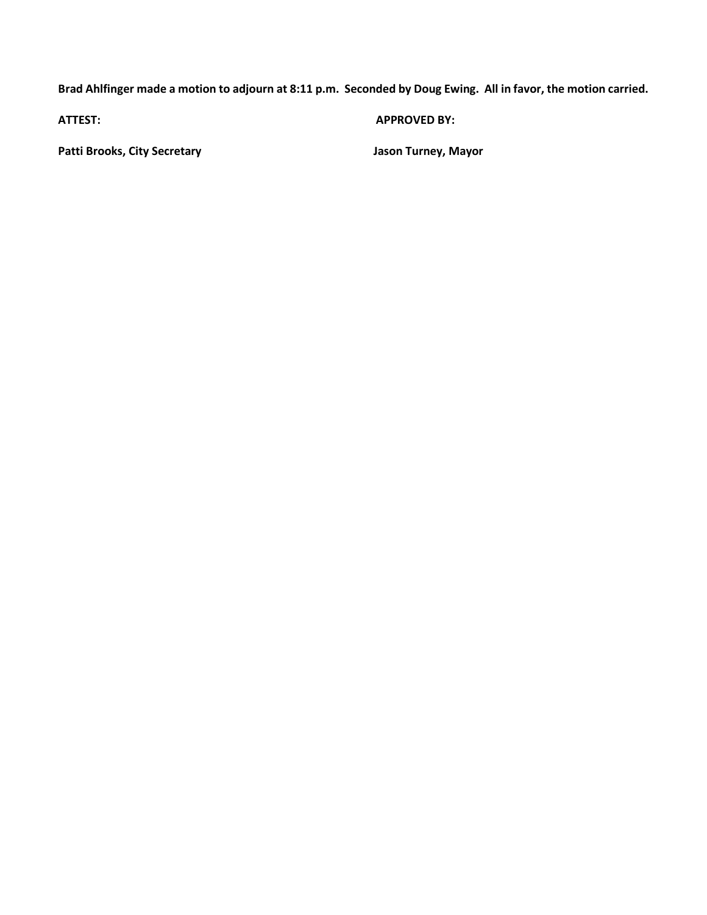**Brad Ahlfinger made a motion to adjourn at 8:11 p.m. Seconded by Doug Ewing. All in favor, the motion carried.**

**ATTEST:** **APPROVED BY:**

**Patti Brooks, City Secretary** **Jason Turney, Mayor**